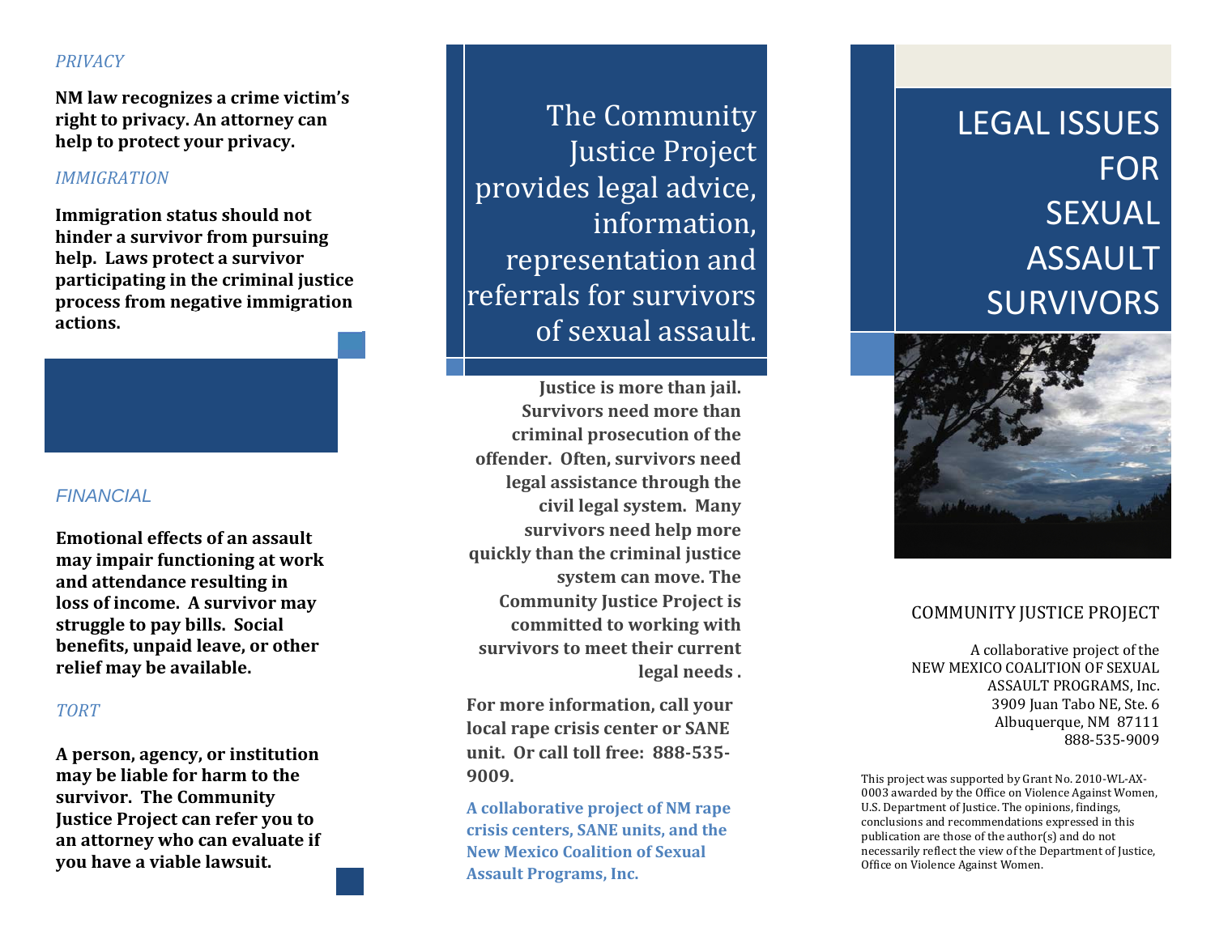*PRIVACY*

**NM law recognizes a crime victim's right to privacy. An attorney can help to protect your privacy.**

*IMMIGRATION*

**Immigration status should not hinder a survivor from pursuing help. Laws protect a survivor participating in the criminal justice process from negative immigration actions.**

*FINANCIAL*

**Emotional effects of an assault may impair functioning at work and attendance resulting in loss of income. A survivor may struggle to pay bills. Social benefits, unpaid leave, or other relief may be available.**

*TORT*

**A person, agency, or institution may be liable for harm to the survivor. The Community Justice Project can refer you to an attorney who can evaluate if you have a viable lawsuit.**

The Community Justice Project provides legal advice, information, representation and referrals for survivors of sexual assault.

**Justice is more than jail. Survivors need more than criminal prosecution of the offender. Often, survivors need legal assistance through the civil legal system. Many survivors need help more quickly than the criminal justice system can move. The Community Justice Project is committed to working with survivors to meet their current legal needs .**

**For more information, call your local rape crisis center or SANE unit. Or call toll free: 888-535-9009.**

**A collaborative project of NM rape crisis centers, SANE units, and the New Mexico Coalition of Sexual Assault Programs, Inc.**

# LEGAL ISSUES FOR SEXUAL ASSAULT SURVIVORS

COMMUNITY JUSTICE PROJECT

A collaborative project of the
NEW MEXICO COALITION OF SEXUAL ASSAULT PROGRAMS, Inc.
3909 Juan Tabo NE, Ste. 6
Albuquerque, NM 87111
888-535-9009

This project was supported by Grant No. 2010-WL-AX-0003 awarded by the Office on Violence Against Women, U.S. Department of Justice. The opinions, findings, conclusions and recommendations expressed in this publication are those of the author(s) and do not necessarily reflect the view of the Department of Justice, Office on Violence Against Women.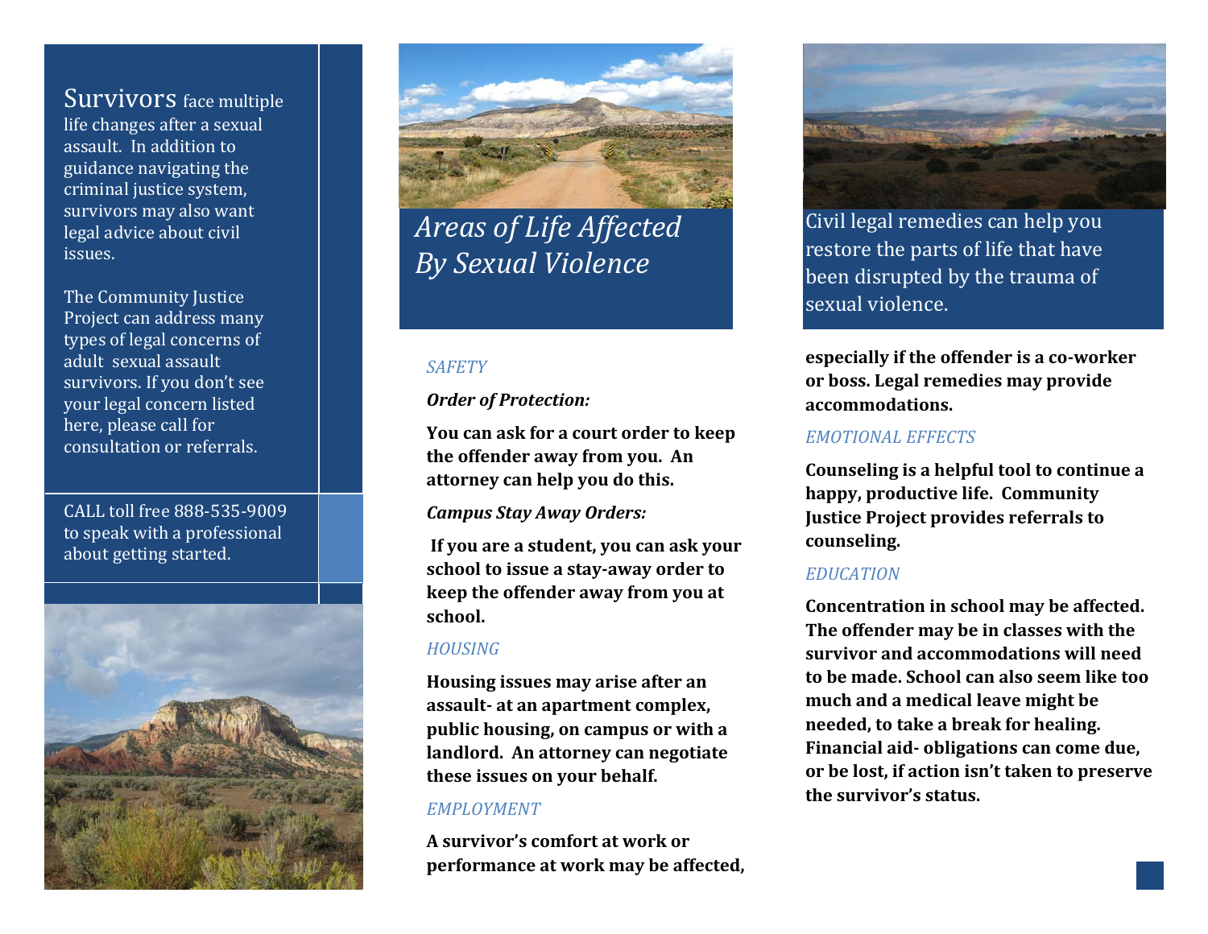Survivors face multiple life changes after a sexual assault. In addition to guidance navigating the criminal justice system, survivors may also want legal advice about civil issues.

The Community Justice Project can address many types of legal concerns of adult sexual assault survivors. If you don't see your legal concern listed here, please call for consultation or referrals.

CALL toll free 888-535-9009 to speak with a professional about getting started.

# *Areas of Life Affected By Sexual Violence*

*SAFETY*

***Order of Protection:***

**You can ask for a court order to keep the offender away from you. An attorney can help you do this.**

***Campus Stay Away Orders:***

**If you are a student, you can ask your school to issue a stay-away order to keep the offender away from you at school.**

*HOUSING*

**Housing issues may arise after an assault- at an apartment complex, public housing, on campus or with a landlord. An attorney can negotiate these issues on your behalf.**

*EMPLOYMENT*

**A survivor's comfort at work or performance at work may be affected, especially if the offender is a co-worker or boss. Legal remedies may provide accommodations.**

*EMOTIONAL EFFECTS*

**Counseling is a helpful tool to continue a happy, productive life. Community Justice Project provides referrals to counseling.**

*EDUCATION*

**Concentration in school may be affected. The offender may be in classes with the survivor and accommodations will need to be made. School can also seem like too much and a medical leave might be needed, to take a break for healing. Financial aid- obligations can come due, or be lost, if action isn't taken to preserve the survivor's status.**

Civil legal remedies can help you restore the parts of life that have been disrupted by the trauma of sexual violence.